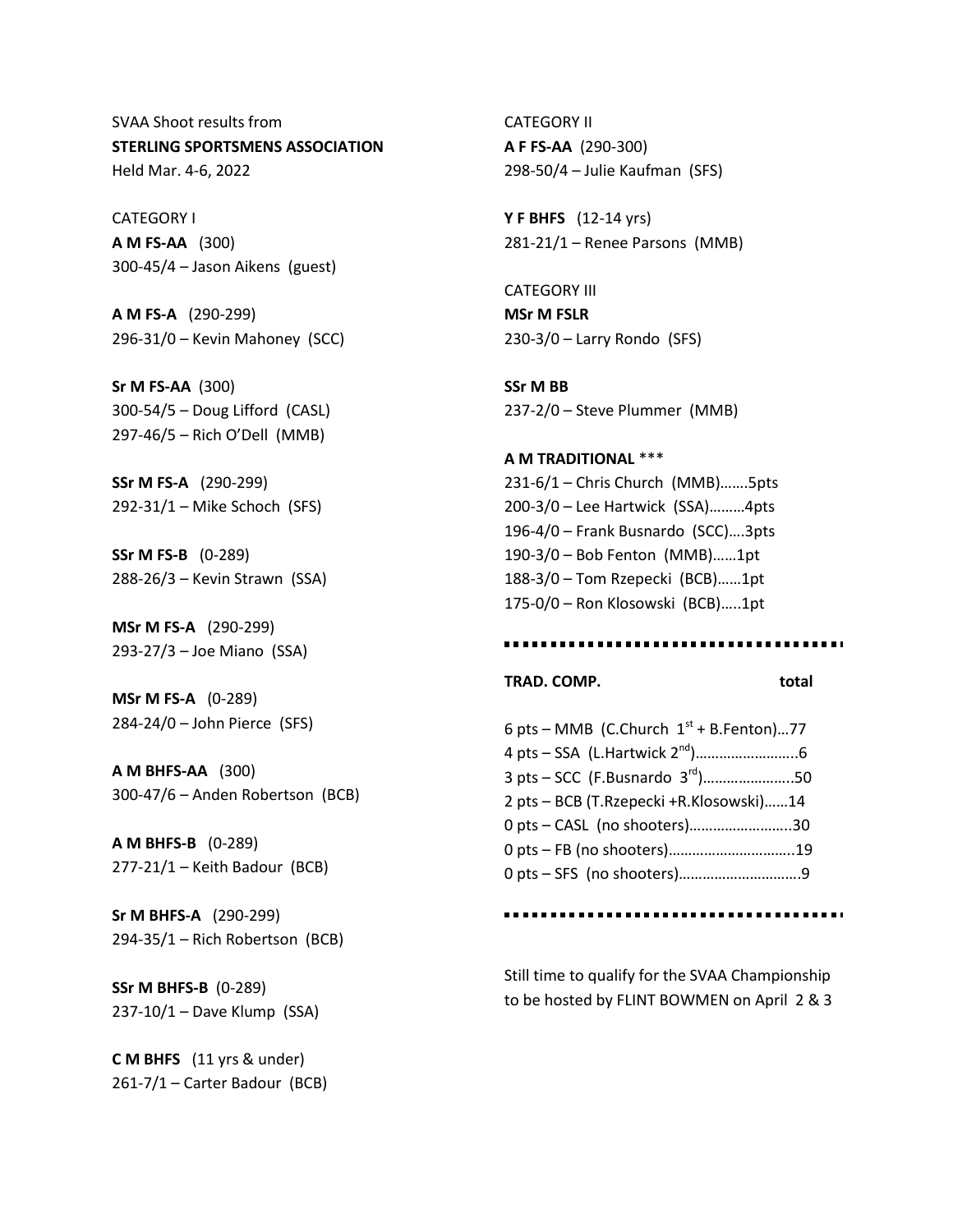SVAA Shoot results from
**STERLING SPORTSMENS ASSOCIATION**
Held Mar. 4-6, 2022

CATEGORY I

**A M FS-AA** (300)
300-45/4 – Jason Aikens (guest)

**A M FS-A** (290-299)
296-31/0 – Kevin Mahoney (SCC)

**Sr M FS-AA** (300)
300-54/5 – Doug Lifford (CASL)
297-46/5 – Rich O'Dell (MMB)

**SSr M FS-A** (290-299)
292-31/1 – Mike Schoch (SFS)

**SSr M FS-B** (0-289)
288-26/3 – Kevin Strawn (SSA)

**MSr M FS-A** (290-299)
293-27/3 – Joe Miano (SSA)

**MSr M FS-A** (0-289)
284-24/0 – John Pierce (SFS)

**A M BHFS-AA** (300)
300-47/6 – Anden Robertson (BCB)

**A M BHFS-B** (0-289)
277-21/1 – Keith Badour (BCB)

**Sr M BHFS-A** (290-299)
294-35/1 – Rich Robertson (BCB)

**SSr M BHFS-B** (0-289)
237-10/1 – Dave Klump (SSA)

**C M BHFS** (11 yrs & under)
261-7/1 – Carter Badour (BCB)

CATEGORY II

**A F FS-AA** (290-300)
298-50/4 – Julie Kaufman (SFS)

**Y F BHFS** (12-14 yrs)
281-21/1 – Renee Parsons (MMB)

CATEGORY III

**MSr M FSLR**
230-3/0 – Larry Rondo (SFS)

**SSr M BB**
237-2/0 – Steve Plummer (MMB)

**A M TRADITIONAL** ***
231-6/1 – Chris Church (MMB).......5pts
200-3/0 – Lee Hartwick (SSA).........4pts
196-4/0 – Frank Busnardo (SCC)....3pts
190-3/0 – Bob Fenton (MMB)......1pt
188-3/0 – Tom Rzepecki (BCB)......1pt
175-0/0 – Ron Klosowski (BCB).....1pt

---

**TRAD. COMP.** **total**

6 pts – MMB (C.Church 1st + B.Fenton)...77
4 pts – SSA (L.Hartwick 2nd)..........................6
3 pts – SCC (F.Busnardo 3rd).......................50
2 pts – BCB (T.Rzepecki +R.Klosowski)......14
0 pts – CASL (no shooters)..........................30
0 pts – FB (no shooters)...............................19
0 pts – SFS (no shooters)..............................9

---

Still time to qualify for the SVAA Championship to be hosted by FLINT BOWMEN on April 2 & 3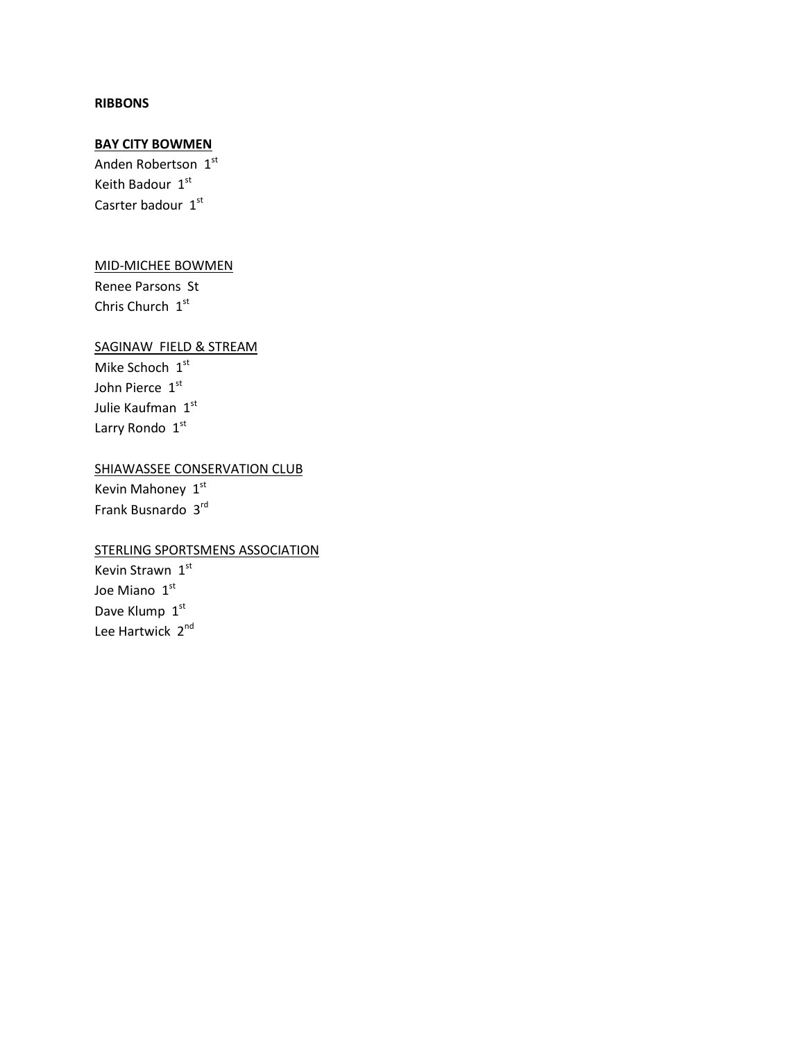**RIBBONS**

**BAY CITY BOWMEN**

Anden Robertson 1st
Keith Badour 1st
Casrter badour 1st

MID-MICHEE BOWMEN

Renee Parsons St
Chris Church 1st

SAGINAW FIELD & STREAM

Mike Schoch 1st
John Pierce 1st
Julie Kaufman 1st
Larry Rondo 1st

SHIAWASSEE CONSERVATION CLUB

Kevin Mahoney 1st
Frank Busnardo 3rd

STERLING SPORTSMENS ASSOCIATION

Kevin Strawn 1st
Joe Miano 1st
Dave Klump 1st
Lee Hartwick 2nd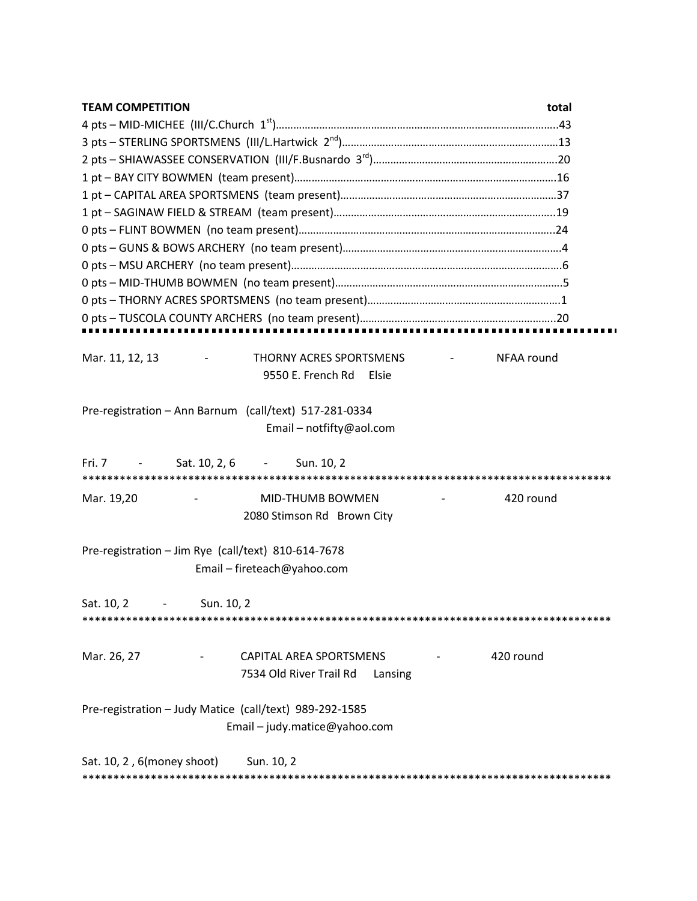**TEAM COMPETITION** **total**

4 pts – MID-MICHEE (III/C.Church 1st)……………………………………………………………………………………..43

3 pts – STERLING SPORTSMENS (III/L.Hartwick 2nd)…………………………………………………………………13

2 pts – SHIAWASSEE CONSERVATION (III/F.Busnardo 3rd)………………………………………………………20

1 pt – BAY CITY BOWMEN (team present)………………………………………………………………………………16

1 pt – CAPITAL AREA SPORTSMENS (team present)…………………………………………………………………37

1 pt – SAGINAW FIELD & STREAM (team present)…………………………………………………………………..19

0 pts – FLINT BOWMEN (no team present)……………………………………………………………………………..24

0 pts – GUNS & BOWS ARCHERY (no team present)…………………………………………………………………4

0 pts – MSU ARCHERY (no team present)………………………………………………………………………………6

0 pts – MID-THUMB BOWMEN (no team present)……………………………………………………………………5

0 pts – THORNY ACRES SPORTSMENS (no team present)…………………………………………………………1

0 pts – TUSCOLA COUNTY ARCHERS (no team present)…………………………………………………………..20

---

Mar. 11, 12, 13 - THORNY ACRES SPORTSMENS - NFAA round

9550 E. French Rd Elsie

Pre-registration – Ann Barnum (call/text) 517-281-0334

Email – notfifty@aol.com

Fri. 7 - Sat. 10, 2, 6 - Sun. 10, 2

***************************************************************************************

Mar. 19,20 - MID-THUMB BOWMEN - 420 round

2080 Stimson Rd Brown City

Pre-registration – Jim Rye (call/text) 810-614-7678

Email – fireteach@yahoo.com

Sat. 10, 2 - Sun. 10, 2

***************************************************************************************

Mar. 26, 27 - CAPITAL AREA SPORTSMENS - 420 round

7534 Old River Trail Rd Lansing

Pre-registration – Judy Matice (call/text) 989-292-1585

Email – judy.matice@yahoo.com

Sat. 10, 2 , 6(money shoot) Sun. 10, 2

***************************************************************************************